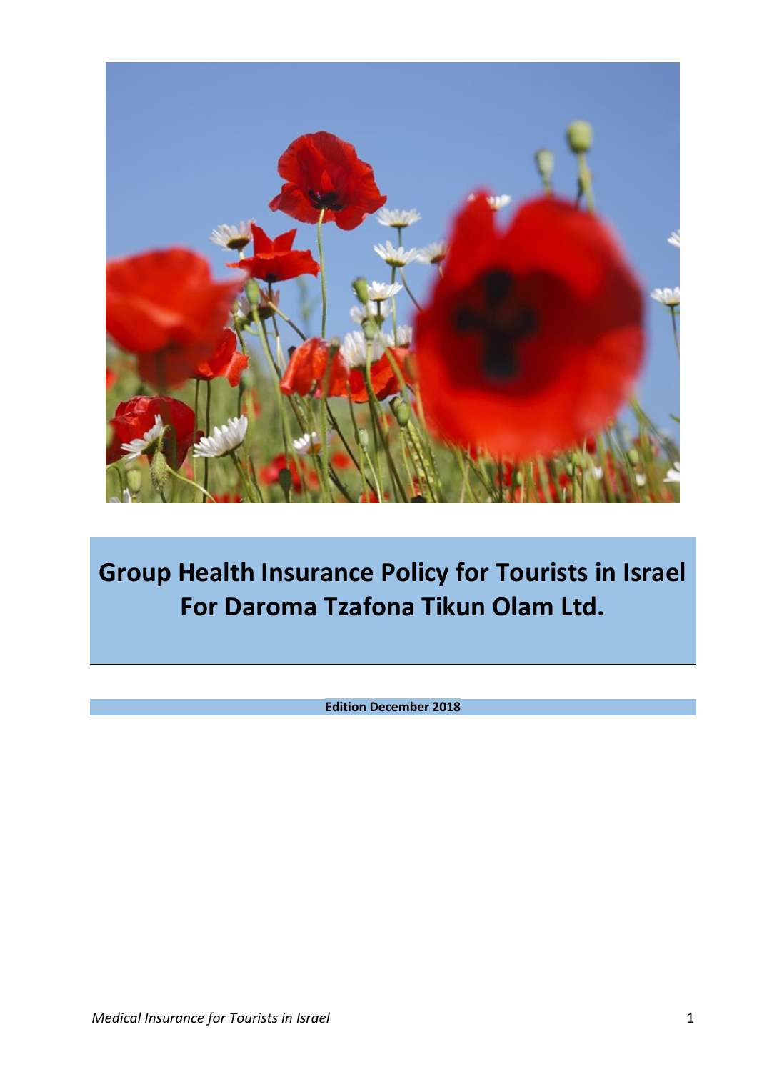# Group Health Insurance Policy for Tourists in Israel
# For Daroma Tzafona Tikun Olam Ltd.

**Edition December 2018**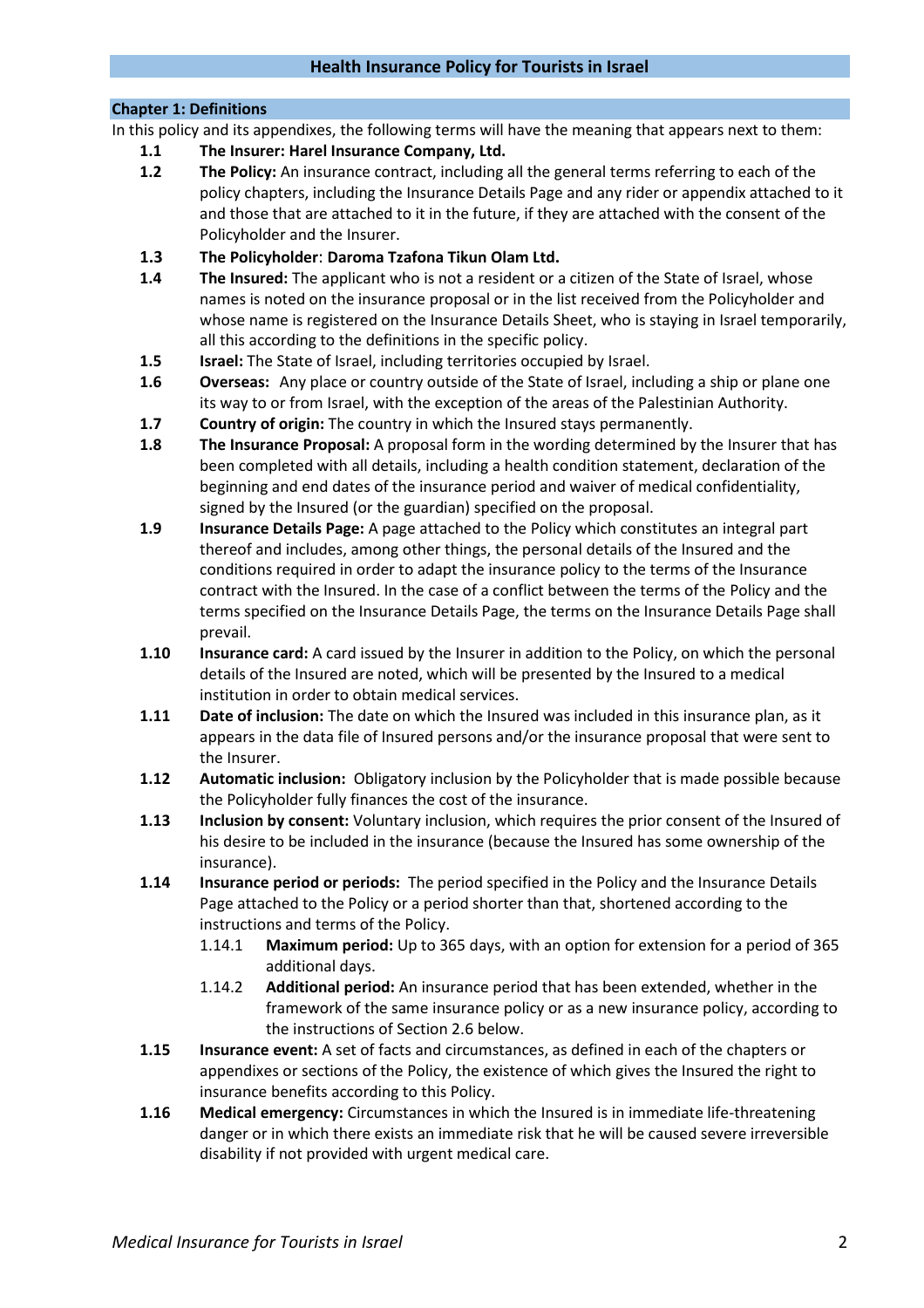# Health Insurance Policy for Tourists in Israel

## Chapter 1: Definitions

In this policy and its appendixes, the following terms will have the meaning that appears next to them:

**1.1** **The Insurer: Harel Insurance Company, Ltd.**

**1.2** **The Policy:** An insurance contract, including all the general terms referring to each of the policy chapters, including the Insurance Details Page and any rider or appendix attached to it and those that are attached to it in the future, if they are attached with the consent of the Policyholder and the Insurer.

**1.3** **The Policyholder**: **Daroma Tzafona Tikun Olam Ltd.**

**1.4** **The Insured:** The applicant who is not a resident or a citizen of the State of Israel, whose names is noted on the insurance proposal or in the list received from the Policyholder and whose name is registered on the Insurance Details Sheet, who is staying in Israel temporarily, all this according to the definitions in the specific policy.

**1.5** **Israel:** The State of Israel, including territories occupied by Israel.

**1.6** **Overseas:** Any place or country outside of the State of Israel, including a ship or plane one its way to or from Israel, with the exception of the areas of the Palestinian Authority.

**1.7** **Country of origin:** The country in which the Insured stays permanently.

**1.8** **The Insurance Proposal:** A proposal form in the wording determined by the Insurer that has been completed with all details, including a health condition statement, declaration of the beginning and end dates of the insurance period and waiver of medical confidentiality, signed by the Insured (or the guardian) specified on the proposal.

**1.9** **Insurance Details Page:** A page attached to the Policy which constitutes an integral part thereof and includes, among other things, the personal details of the Insured and the conditions required in order to adapt the insurance policy to the terms of the Insurance contract with the Insured. In the case of a conflict between the terms of the Policy and the terms specified on the Insurance Details Page, the terms on the Insurance Details Page shall prevail.

**1.10** **Insurance card:** A card issued by the Insurer in addition to the Policy, on which the personal details of the Insured are noted, which will be presented by the Insured to a medical institution in order to obtain medical services.

**1.11** **Date of inclusion:** The date on which the Insured was included in this insurance plan, as it appears in the data file of Insured persons and/or the insurance proposal that were sent to the Insurer.

**1.12** **Automatic inclusion:** Obligatory inclusion by the Policyholder that is made possible because the Policyholder fully finances the cost of the insurance.

**1.13** **Inclusion by consent:** Voluntary inclusion, which requires the prior consent of the Insured of his desire to be included in the insurance (because the Insured has some ownership of the insurance).

**1.14** **Insurance period or periods:** The period specified in the Policy and the Insurance Details Page attached to the Policy or a period shorter than that, shortened according to the instructions and terms of the Policy.

- 1.14.1 **Maximum period:** Up to 365 days, with an option for extension for a period of 365 additional days.
- 1.14.2 **Additional period:** An insurance period that has been extended, whether in the framework of the same insurance policy or as a new insurance policy, according to the instructions of Section 2.6 below.

**1.15** **Insurance event:** A set of facts and circumstances, as defined in each of the chapters or appendixes or sections of the Policy, the existence of which gives the Insured the right to insurance benefits according to this Policy.

**1.16** **Medical emergency:** Circumstances in which the Insured is in immediate life-threatening danger or in which there exists an immediate risk that he will be caused severe irreversible disability if not provided with urgent medical care.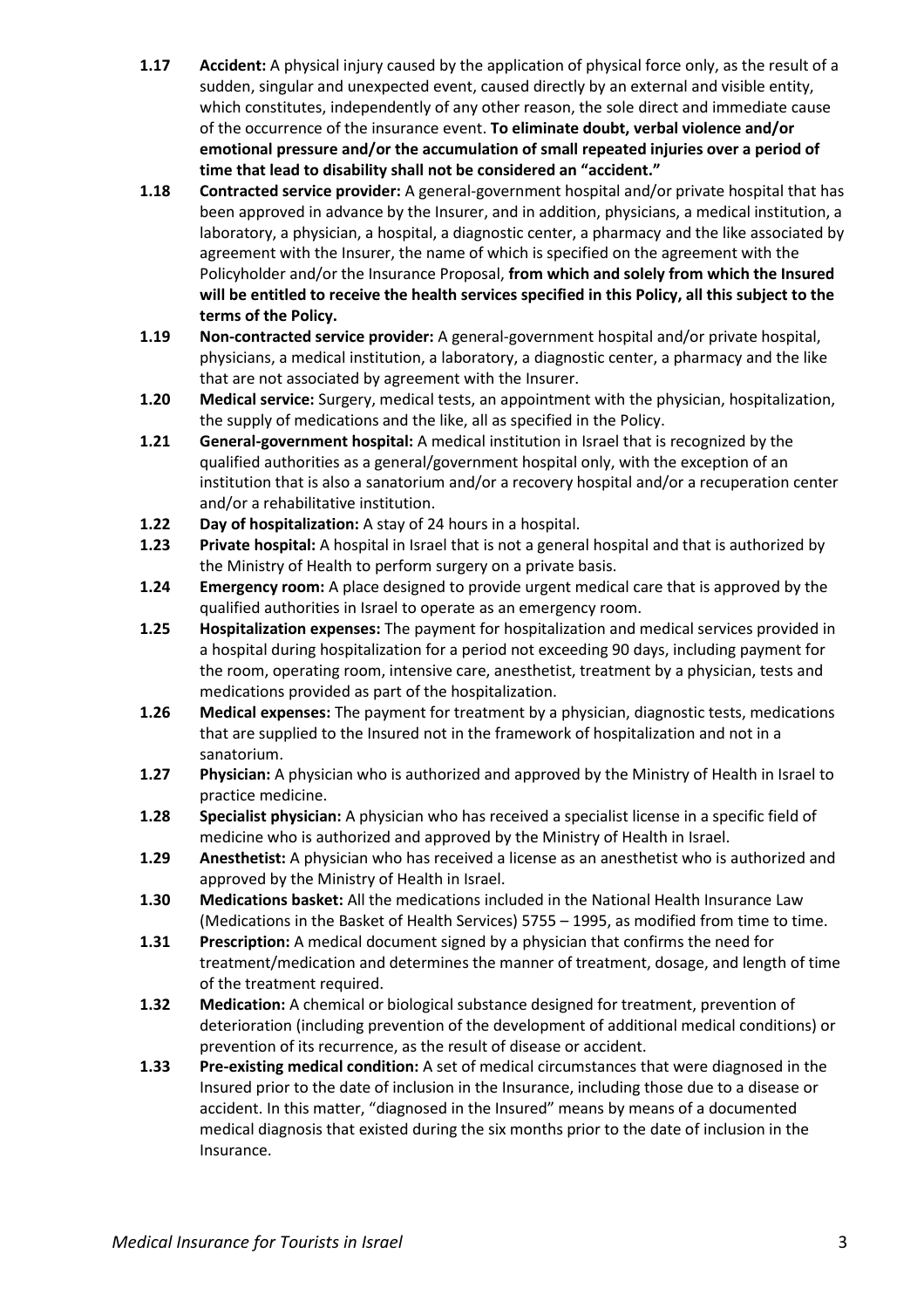**1.17** **Accident:** A physical injury caused by the application of physical force only, as the result of a sudden, singular and unexpected event, caused directly by an external and visible entity, which constitutes, independently of any other reason, the sole direct and immediate cause of the occurrence of the insurance event. **To eliminate doubt, verbal violence and/or emotional pressure and/or the accumulation of small repeated injuries over a period of time that lead to disability shall not be considered an "accident."**

**1.18** **Contracted service provider:** A general-government hospital and/or private hospital that has been approved in advance by the Insurer, and in addition, physicians, a medical institution, a laboratory, a physician, a hospital, a diagnostic center, a pharmacy and the like associated by agreement with the Insurer, the name of which is specified on the agreement with the Policyholder and/or the Insurance Proposal, **from which and solely from which the Insured will be entitled to receive the health services specified in this Policy, all this subject to the terms of the Policy.**

**1.19** **Non-contracted service provider:** A general-government hospital and/or private hospital, physicians, a medical institution, a laboratory, a diagnostic center, a pharmacy and the like that are not associated by agreement with the Insurer.

**1.20** **Medical service:** Surgery, medical tests, an appointment with the physician, hospitalization, the supply of medications and the like, all as specified in the Policy.

**1.21** **General-government hospital:** A medical institution in Israel that is recognized by the qualified authorities as a general/government hospital only, with the exception of an institution that is also a sanatorium and/or a recovery hospital and/or a recuperation center and/or a rehabilitative institution.

**1.22** **Day of hospitalization:** A stay of 24 hours in a hospital.

**1.23** **Private hospital:** A hospital in Israel that is not a general hospital and that is authorized by the Ministry of Health to perform surgery on a private basis.

**1.24** **Emergency room:** A place designed to provide urgent medical care that is approved by the qualified authorities in Israel to operate as an emergency room.

**1.25** **Hospitalization expenses:** The payment for hospitalization and medical services provided in a hospital during hospitalization for a period not exceeding 90 days, including payment for the room, operating room, intensive care, anesthetist, treatment by a physician, tests and medications provided as part of the hospitalization.

**1.26** **Medical expenses:** The payment for treatment by a physician, diagnostic tests, medications that are supplied to the Insured not in the framework of hospitalization and not in a sanatorium.

**1.27** **Physician:** A physician who is authorized and approved by the Ministry of Health in Israel to practice medicine.

**1.28** **Specialist physician:** A physician who has received a specialist license in a specific field of medicine who is authorized and approved by the Ministry of Health in Israel.

**1.29** **Anesthetist:** A physician who has received a license as an anesthetist who is authorized and approved by the Ministry of Health in Israel.

**1.30** **Medications basket:** All the medications included in the National Health Insurance Law (Medications in the Basket of Health Services) 5755 – 1995, as modified from time to time.

**1.31** **Prescription:** A medical document signed by a physician that confirms the need for treatment/medication and determines the manner of treatment, dosage, and length of time of the treatment required.

**1.32** **Medication:** A chemical or biological substance designed for treatment, prevention of deterioration (including prevention of the development of additional medical conditions) or prevention of its recurrence, as the result of disease or accident.

**1.33** **Pre-existing medical condition:** A set of medical circumstances that were diagnosed in the Insured prior to the date of inclusion in the Insurance, including those due to a disease or accident. In this matter, "diagnosed in the Insured" means by means of a documented medical diagnosis that existed during the six months prior to the date of inclusion in the Insurance.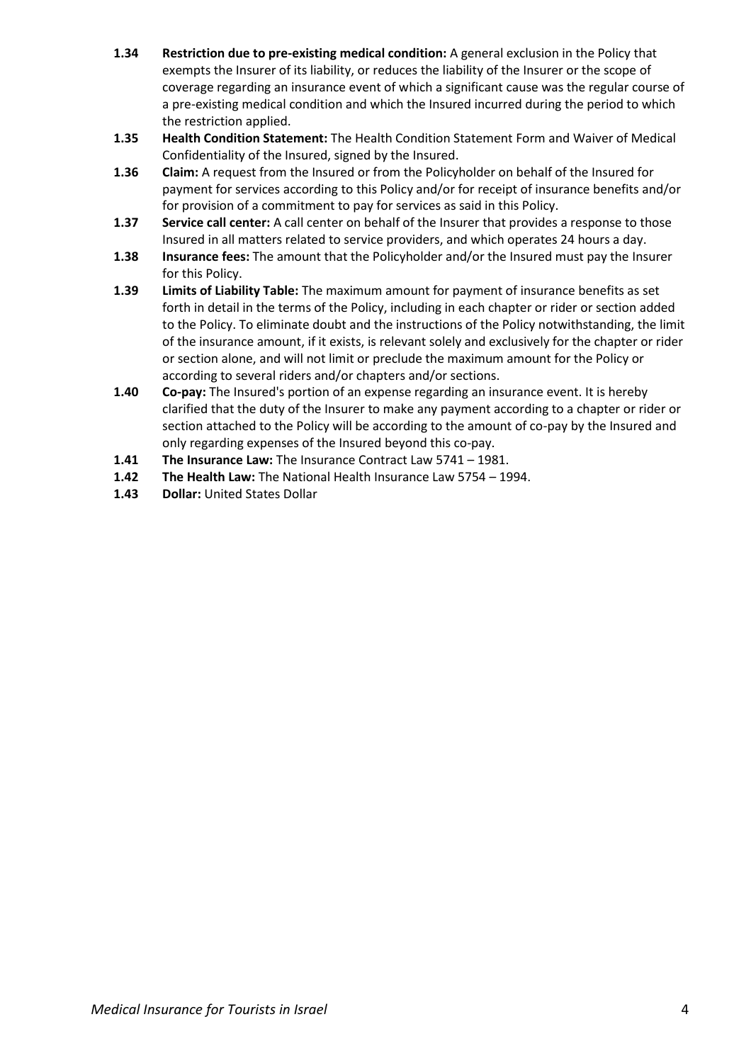**1.34** **Restriction due to pre-existing medical condition:** A general exclusion in the Policy that exempts the Insurer of its liability, or reduces the liability of the Insurer or the scope of coverage regarding an insurance event of which a significant cause was the regular course of a pre-existing medical condition and which the Insured incurred during the period to which the restriction applied.

**1.35** **Health Condition Statement:** The Health Condition Statement Form and Waiver of Medical Confidentiality of the Insured, signed by the Insured.

**1.36** **Claim:** A request from the Insured or from the Policyholder on behalf of the Insured for payment for services according to this Policy and/or for receipt of insurance benefits and/or for provision of a commitment to pay for services as said in this Policy.

**1.37** **Service call center:** A call center on behalf of the Insurer that provides a response to those Insured in all matters related to service providers, and which operates 24 hours a day.

**1.38** **Insurance fees:** The amount that the Policyholder and/or the Insured must pay the Insurer for this Policy.

**1.39** **Limits of Liability Table:** The maximum amount for payment of insurance benefits as set forth in detail in the terms of the Policy, including in each chapter or rider or section added to the Policy. To eliminate doubt and the instructions of the Policy notwithstanding, the limit of the insurance amount, if it exists, is relevant solely and exclusively for the chapter or rider or section alone, and will not limit or preclude the maximum amount for the Policy or according to several riders and/or chapters and/or sections.

**1.40** **Co-pay:** The Insured's portion of an expense regarding an insurance event. It is hereby clarified that the duty of the Insurer to make any payment according to a chapter or rider or section attached to the Policy will be according to the amount of co-pay by the Insured and only regarding expenses of the Insured beyond this co-pay.

**1.41** **The Insurance Law:** The Insurance Contract Law 5741 – 1981.

**1.42** **The Health Law:** The National Health Insurance Law 5754 – 1994.

**1.43** **Dollar:** United States Dollar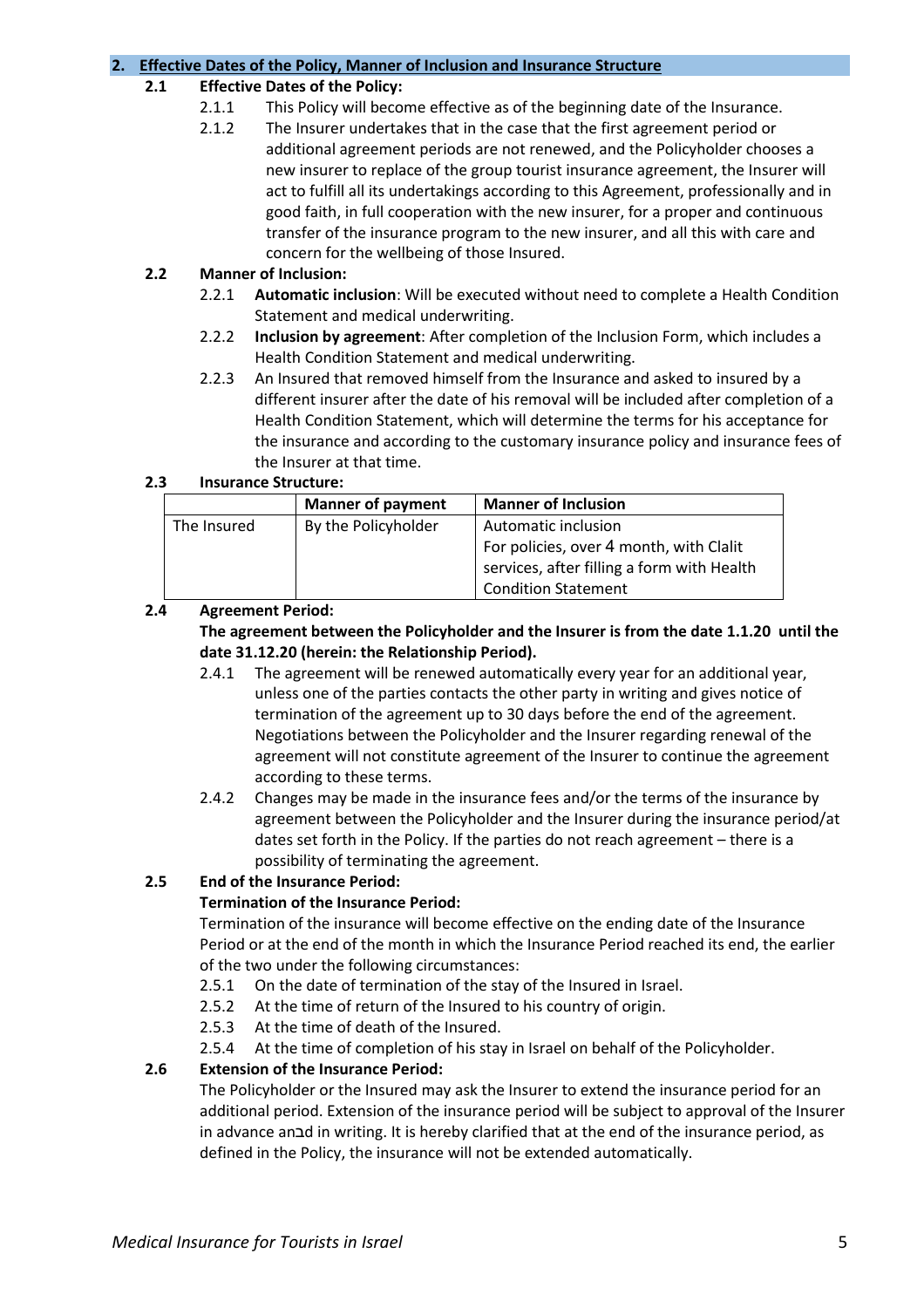## 2. Effective Dates of the Policy, Manner of Inclusion and Insurance Structure

**2.1 Effective Dates of the Policy:**

2.1.1 This Policy will become effective as of the beginning date of the Insurance.

2.1.2 The Insurer undertakes that in the case that the first agreement period or additional agreement periods are not renewed, and the Policyholder chooses a new insurer to replace of the group tourist insurance agreement, the Insurer will act to fulfill all its undertakings according to this Agreement, professionally and in good faith, in full cooperation with the new insurer, for a proper and continuous transfer of the insurance program to the new insurer, and all this with care and concern for the wellbeing of those Insured.

**2.2 Manner of Inclusion:**

2.2.1 **Automatic inclusion**: Will be executed without need to complete a Health Condition Statement and medical underwriting.

2.2.2 **Inclusion by agreement**: After completion of the Inclusion Form, which includes a Health Condition Statement and medical underwriting.

2.2.3 An Insured that removed himself from the Insurance and asked to insured by a different insurer after the date of his removal will be included after completion of a Health Condition Statement, which will determine the terms for his acceptance for the insurance and according to the customary insurance policy and insurance fees of the Insurer at that time.

**2.3 Insurance Structure:**

| | Manner of payment | Manner of Inclusion |
|---|---|---|
| The Insured | By the Policyholder | Automatic inclusion<br>For policies, over 4 month, with Clalit services, after filling a form with Health Condition Statement |

**2.4 Agreement Period:**

**The agreement between the Policyholder and the Insurer is from the date 1.1.20 until the date 31.12.20 (herein: the Relationship Period).**

2.4.1 The agreement will be renewed automatically every year for an additional year, unless one of the parties contacts the other party in writing and gives notice of termination of the agreement up to 30 days before the end of the agreement. Negotiations between the Policyholder and the Insurer regarding renewal of the agreement will not constitute agreement of the Insurer to continue the agreement according to these terms.

2.4.2 Changes may be made in the insurance fees and/or the terms of the insurance by agreement between the Policyholder and the Insurer during the insurance period/at dates set forth in the Policy. If the parties do not reach agreement – there is a possibility of terminating the agreement.

**2.5 End of the Insurance Period:**

**Termination of the Insurance Period:**

Termination of the insurance will become effective on the ending date of the Insurance Period or at the end of the month in which the Insurance Period reached its end, the earlier of the two under the following circumstances:

2.5.1 On the date of termination of the stay of the Insured in Israel.

2.5.2 At the time of return of the Insured to his country of origin.

2.5.3 At the time of death of the Insured.

2.5.4 At the time of completion of his stay in Israel on behalf of the Policyholder.

**2.6 Extension of the Insurance Period:**

The Policyholder or the Insured may ask the Insurer to extend the insurance period for an additional period. Extension of the insurance period will be subject to approval of the Insurer in advance anבd in writing. It is hereby clarified that at the end of the insurance period, as defined in the Policy, the insurance will not be extended automatically.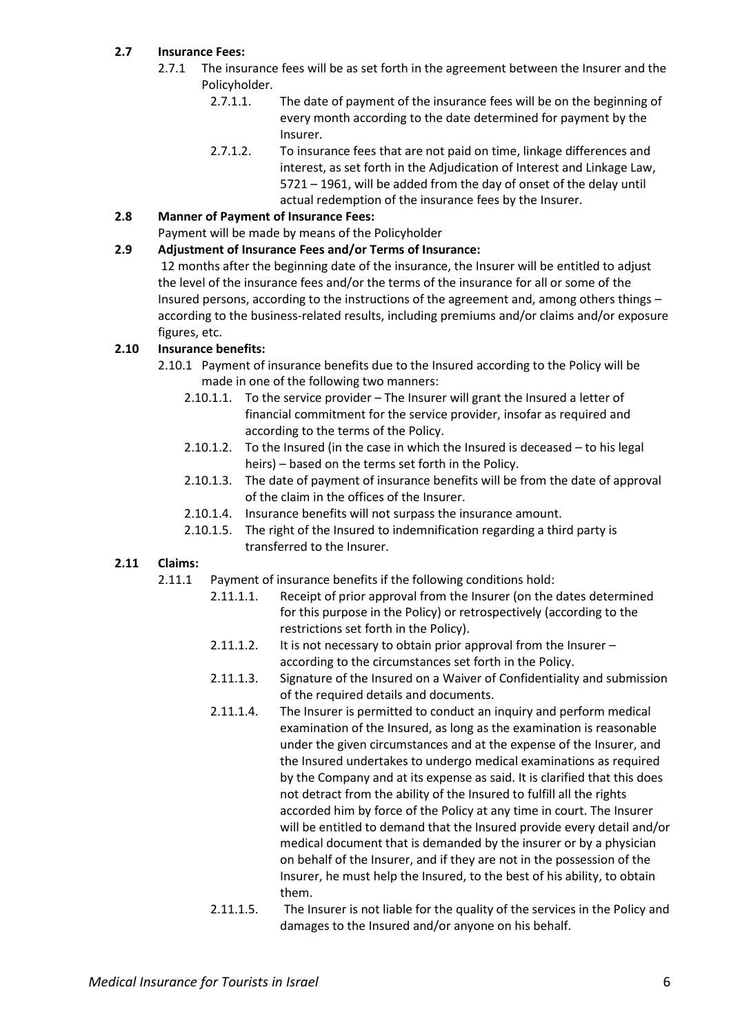**2.7 Insurance Fees:**

- 2.7.1 The insurance fees will be as set forth in the agreement between the Insurer and the Policyholder.
  - 2.7.1.1. The date of payment of the insurance fees will be on the beginning of every month according to the date determined for payment by the Insurer.
  - 2.7.1.2. To insurance fees that are not paid on time, linkage differences and interest, as set forth in the Adjudication of Interest and Linkage Law, 5721 – 1961, will be added from the day of onset of the delay until actual redemption of the insurance fees by the Insurer.

**2.8 Manner of Payment of Insurance Fees:**

Payment will be made by means of the Policyholder

**2.9 Adjustment of Insurance Fees and/or Terms of Insurance:**

12 months after the beginning date of the insurance, the Insurer will be entitled to adjust the level of the insurance fees and/or the terms of the insurance for all or some of the Insured persons, according to the instructions of the agreement and, among others things – according to the business-related results, including premiums and/or claims and/or exposure figures, etc.

**2.10 Insurance benefits:**

- 2.10.1 Payment of insurance benefits due to the Insured according to the Policy will be made in one of the following two manners:
  - 2.10.1.1. To the service provider – The Insurer will grant the Insured a letter of financial commitment for the service provider, insofar as required and according to the terms of the Policy.
  - 2.10.1.2. To the Insured (in the case in which the Insured is deceased – to his legal heirs) – based on the terms set forth in the Policy.
  - 2.10.1.3. The date of payment of insurance benefits will be from the date of approval of the claim in the offices of the Insurer.
  - 2.10.1.4. Insurance benefits will not surpass the insurance amount.
  - 2.10.1.5. The right of the Insured to indemnification regarding a third party is transferred to the Insurer.

**2.11 Claims:**

- 2.11.1 Payment of insurance benefits if the following conditions hold:
  - 2.11.1.1. Receipt of prior approval from the Insurer (on the dates determined for this purpose in the Policy) or retrospectively (according to the restrictions set forth in the Policy).
  - 2.11.1.2. It is not necessary to obtain prior approval from the Insurer – according to the circumstances set forth in the Policy.
  - 2.11.1.3. Signature of the Insured on a Waiver of Confidentiality and submission of the required details and documents.
  - 2.11.1.4. The Insurer is permitted to conduct an inquiry and perform medical examination of the Insured, as long as the examination is reasonable under the given circumstances and at the expense of the Insurer, and the Insured undertakes to undergo medical examinations as required by the Company and at its expense as said. It is clarified that this does not detract from the ability of the Insured to fulfill all the rights accorded him by force of the Policy at any time in court. The Insurer will be entitled to demand that the Insured provide every detail and/or medical document that is demanded by the insurer or by a physician on behalf of the Insurer, and if they are not in the possession of the Insurer, he must help the Insured, to the best of his ability, to obtain them.
  - 2.11.1.5. The Insurer is not liable for the quality of the services in the Policy and damages to the Insured and/or anyone on his behalf.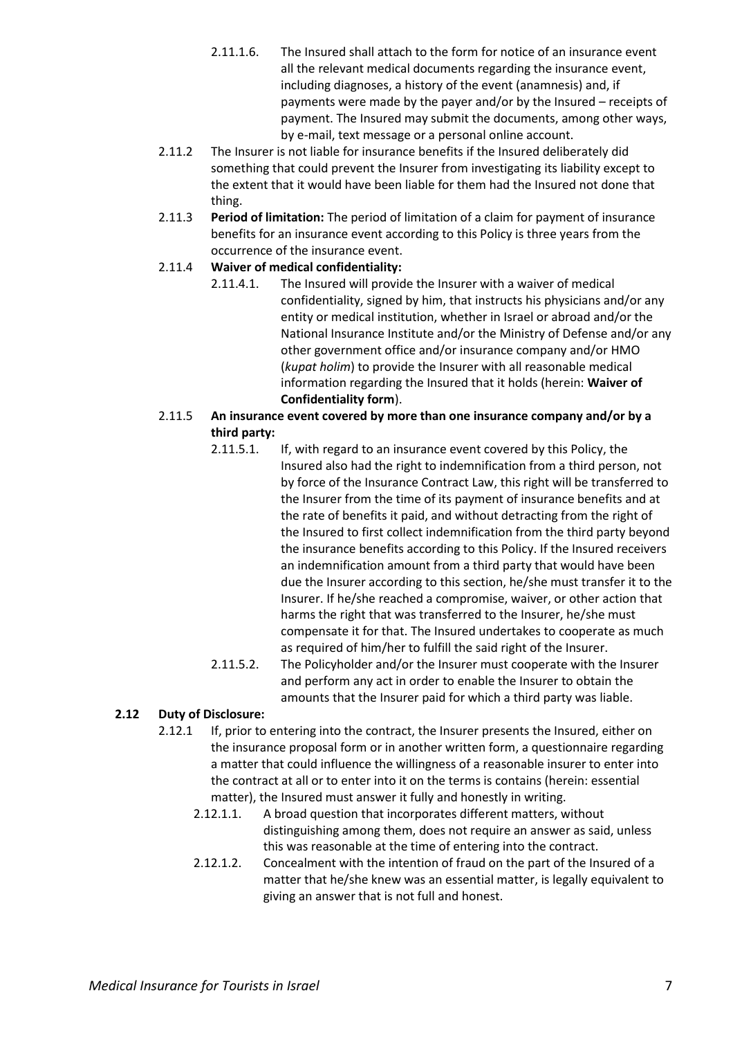2.11.1.6. The Insured shall attach to the form for notice of an insurance event all the relevant medical documents regarding the insurance event, including diagnoses, a history of the event (anamnesis) and, if payments were made by the payer and/or by the Insured – receipts of payment. The Insured may submit the documents, among other ways, by e-mail, text message or a personal online account.

2.11.2 The Insurer is not liable for insurance benefits if the Insured deliberately did something that could prevent the Insurer from investigating its liability except to the extent that it would have been liable for them had the Insured not done that thing.

2.11.3 **Period of limitation:** The period of limitation of a claim for payment of insurance benefits for an insurance event according to this Policy is three years from the occurrence of the insurance event.

2.11.4 **Waiver of medical confidentiality:**

2.11.4.1. The Insured will provide the Insurer with a waiver of medical confidentiality, signed by him, that instructs his physicians and/or any entity or medical institution, whether in Israel or abroad and/or the National Insurance Institute and/or the Ministry of Defense and/or any other government office and/or insurance company and/or HMO (*kupat holim*) to provide the Insurer with all reasonable medical information regarding the Insured that it holds (herein: **Waiver of Confidentiality form**).

2.11.5 **An insurance event covered by more than one insurance company and/or by a third party:**

2.11.5.1. If, with regard to an insurance event covered by this Policy, the Insured also had the right to indemnification from a third person, not by force of the Insurance Contract Law, this right will be transferred to the Insurer from the time of its payment of insurance benefits and at the rate of benefits it paid, and without detracting from the right of the Insured to first collect indemnification from the third party beyond the insurance benefits according to this Policy. If the Insured receivers an indemnification amount from a third party that would have been due the Insurer according to this section, he/she must transfer it to the Insurer. If he/she reached a compromise, waiver, or other action that harms the right that was transferred to the Insurer, he/she must compensate it for that. The Insured undertakes to cooperate as much as required of him/her to fulfill the said right of the Insurer.

2.11.5.2. The Policyholder and/or the Insurer must cooperate with the Insurer and perform any act in order to enable the Insurer to obtain the amounts that the Insurer paid for which a third party was liable.

**2.12 Duty of Disclosure:**

2.12.1 If, prior to entering into the contract, the Insurer presents the Insured, either on the insurance proposal form or in another written form, a questionnaire regarding a matter that could influence the willingness of a reasonable insurer to enter into the contract at all or to enter into it on the terms is contains (herein: essential matter), the Insured must answer it fully and honestly in writing.

2.12.1.1. A broad question that incorporates different matters, without distinguishing among them, does not require an answer as said, unless this was reasonable at the time of entering into the contract.

2.12.1.2. Concealment with the intention of fraud on the part of the Insured of a matter that he/she knew was an essential matter, is legally equivalent to giving an answer that is not full and honest.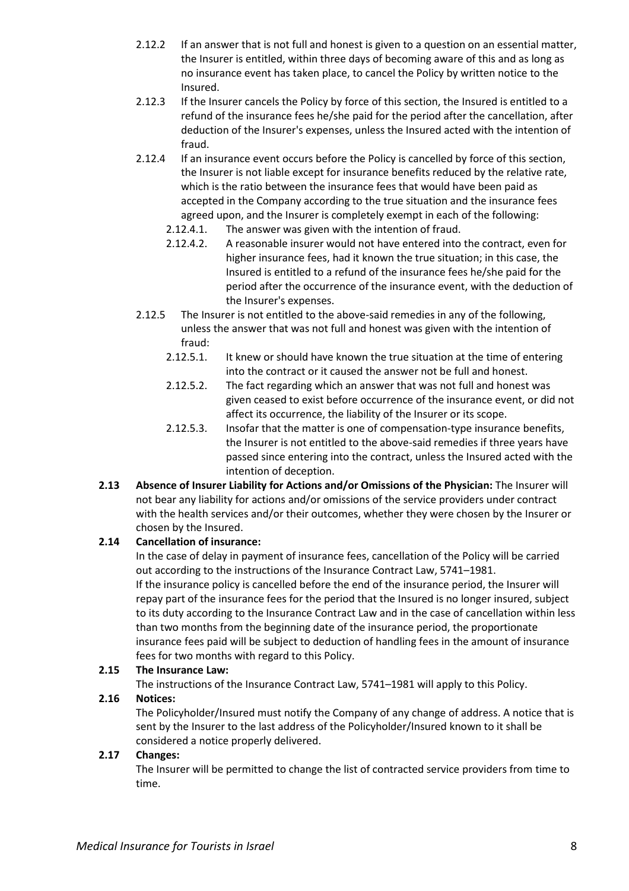- 2.12.2 If an answer that is not full and honest is given to a question on an essential matter, the Insurer is entitled, within three days of becoming aware of this and as long as no insurance event has taken place, to cancel the Policy by written notice to the Insured.
- 2.12.3 If the Insurer cancels the Policy by force of this section, the Insured is entitled to a refund of the insurance fees he/she paid for the period after the cancellation, after deduction of the Insurer's expenses, unless the Insured acted with the intention of fraud.
- 2.12.4 If an insurance event occurs before the Policy is cancelled by force of this section, the Insurer is not liable except for insurance benefits reduced by the relative rate, which is the ratio between the insurance fees that would have been paid as accepted in the Company according to the true situation and the insurance fees agreed upon, and the Insurer is completely exempt in each of the following:
  - 2.12.4.1. The answer was given with the intention of fraud.
  - 2.12.4.2. A reasonable insurer would not have entered into the contract, even for higher insurance fees, had it known the true situation; in this case, the Insured is entitled to a refund of the insurance fees he/she paid for the period after the occurrence of the insurance event, with the deduction of the Insurer's expenses.
- 2.12.5 The Insurer is not entitled to the above-said remedies in any of the following, unless the answer that was not full and honest was given with the intention of fraud:
  - 2.12.5.1. It knew or should have known the true situation at the time of entering into the contract or it caused the answer not be full and honest.
  - 2.12.5.2. The fact regarding which an answer that was not full and honest was given ceased to exist before occurrence of the insurance event, or did not affect its occurrence, the liability of the Insurer or its scope.
  - 2.12.5.3. Insofar that the matter is one of compensation-type insurance benefits, the Insurer is not entitled to the above-said remedies if three years have passed since entering into the contract, unless the Insured acted with the intention of deception.

**2.13 Absence of Insurer Liability for Actions and/or Omissions of the Physician:** The Insurer will not bear any liability for actions and/or omissions of the service providers under contract with the health services and/or their outcomes, whether they were chosen by the Insurer or chosen by the Insured.

**2.14 Cancellation of insurance:**

In the case of delay in payment of insurance fees, cancellation of the Policy will be carried out according to the instructions of the Insurance Contract Law, 5741–1981.

If the insurance policy is cancelled before the end of the insurance period, the Insurer will repay part of the insurance fees for the period that the Insured is no longer insured, subject to its duty according to the Insurance Contract Law and in the case of cancellation within less than two months from the beginning date of the insurance period, the proportionate insurance fees paid will be subject to deduction of handling fees in the amount of insurance fees for two months with regard to this Policy.

**2.15 The Insurance Law:**

The instructions of the Insurance Contract Law, 5741–1981 will apply to this Policy.

**2.16 Notices:**

The Policyholder/Insured must notify the Company of any change of address. A notice that is sent by the Insurer to the last address of the Policyholder/Insured known to it shall be considered a notice properly delivered.

**2.17 Changes:**

The Insurer will be permitted to change the list of contracted service providers from time to time.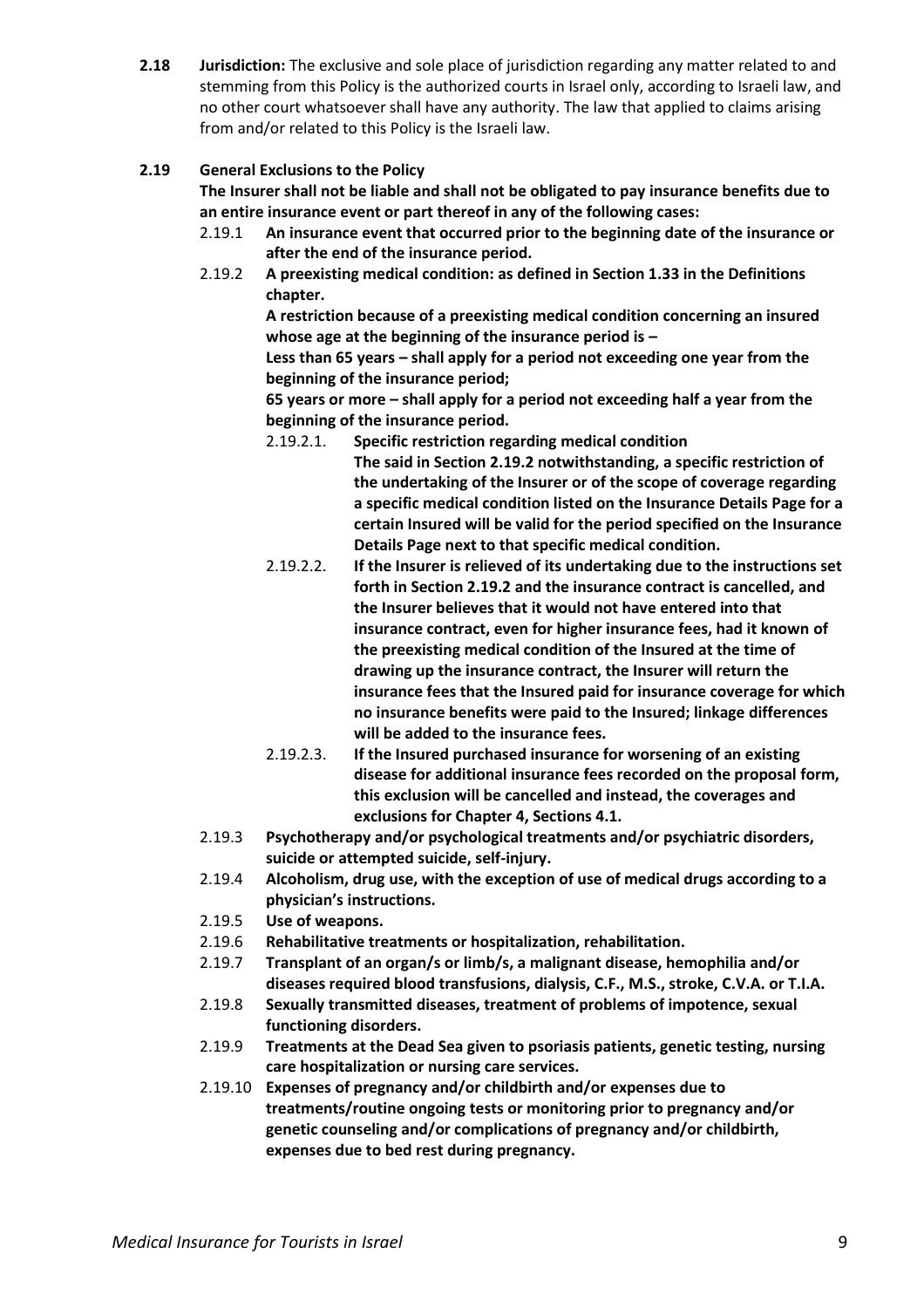**2.18 Jurisdiction:** The exclusive and sole place of jurisdiction regarding any matter related to and stemming from this Policy is the authorized courts in Israel only, according to Israeli law, and no other court whatsoever shall have any authority. The law that applied to claims arising from and/or related to this Policy is the Israeli law.

**2.19 General Exclusions to the Policy**

**The Insurer shall not be liable and shall not be obligated to pay insurance benefits due to an entire insurance event or part thereof in any of the following cases:**

2.19.1 **An insurance event that occurred prior to the beginning date of the insurance or after the end of the insurance period.**

2.19.2 **A preexisting medical condition: as defined in Section 1.33 in the Definitions chapter.**

**A restriction because of a preexisting medical condition concerning an insured whose age at the beginning of the insurance period is –**

**Less than 65 years – shall apply for a period not exceeding one year from the beginning of the insurance period;**

**65 years or more – shall apply for a period not exceeding half a year from the beginning of the insurance period.**

2.19.2.1. **Specific restriction regarding medical condition**
**The said in Section 2.19.2 notwithstanding, a specific restriction of the undertaking of the Insurer or of the scope of coverage regarding a specific medical condition listed on the Insurance Details Page for a certain Insured will be valid for the period specified on the Insurance Details Page next to that specific medical condition.**

2.19.2.2. **If the Insurer is relieved of its undertaking due to the instructions set forth in Section 2.19.2 and the insurance contract is cancelled, and the Insurer believes that it would not have entered into that insurance contract, even for higher insurance fees, had it known of the preexisting medical condition of the Insured at the time of drawing up the insurance contract, the Insurer will return the insurance fees that the Insured paid for insurance coverage for which no insurance benefits were paid to the Insured; linkage differences will be added to the insurance fees.**

2.19.2.3. **If the Insured purchased insurance for worsening of an existing disease for additional insurance fees recorded on the proposal form, this exclusion will be cancelled and instead, the coverages and exclusions for Chapter 4, Sections 4.1.**

2.19.3 **Psychotherapy and/or psychological treatments and/or psychiatric disorders, suicide or attempted suicide, self-injury.**

2.19.4 **Alcoholism, drug use, with the exception of use of medical drugs according to a physician's instructions.**

2.19.5 **Use of weapons.**

2.19.6 **Rehabilitative treatments or hospitalization, rehabilitation.**

2.19.7 **Transplant of an organ/s or limb/s, a malignant disease, hemophilia and/or diseases required blood transfusions, dialysis, C.F., M.S., stroke, C.V.A. or T.I.A.**

2.19.8 **Sexually transmitted diseases, treatment of problems of impotence, sexual functioning disorders.**

2.19.9 **Treatments at the Dead Sea given to psoriasis patients, genetic testing, nursing care hospitalization or nursing care services.**

2.19.10 **Expenses of pregnancy and/or childbirth and/or expenses due to treatments/routine ongoing tests or monitoring prior to pregnancy and/or genetic counseling and/or complications of pregnancy and/or childbirth, expenses due to bed rest during pregnancy.**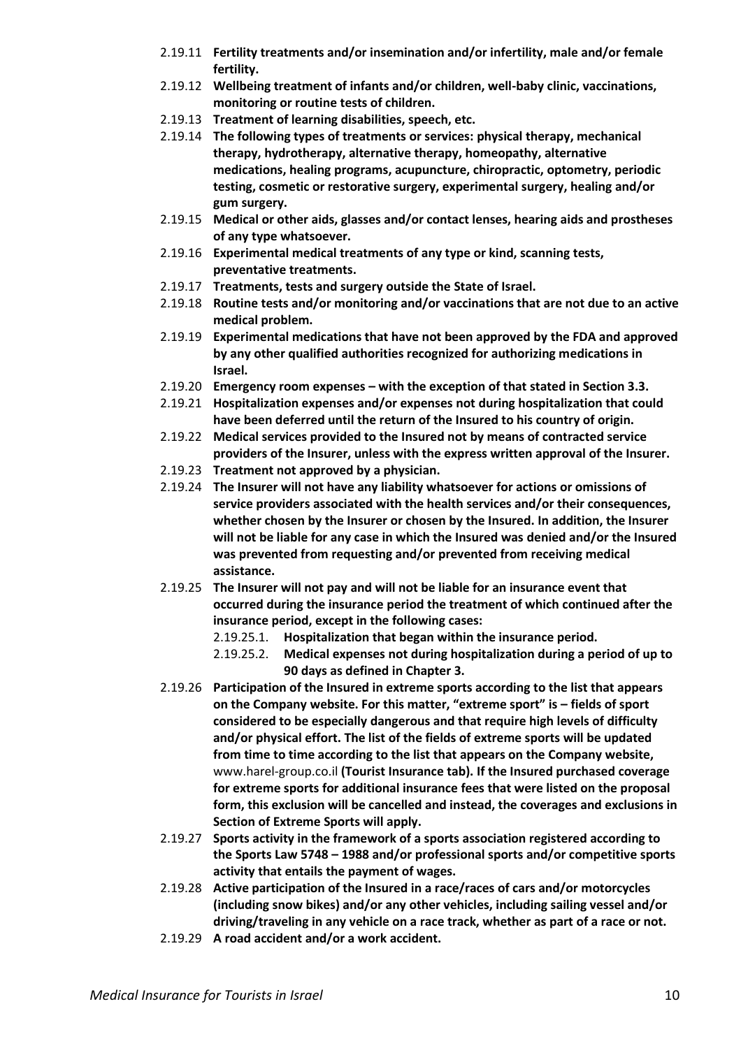2.19.11 **Fertility treatments and/or insemination and/or infertility, male and/or female fertility.**

2.19.12 **Wellbeing treatment of infants and/or children, well-baby clinic, vaccinations, monitoring or routine tests of children.**

2.19.13 **Treatment of learning disabilities, speech, etc.**

2.19.14 **The following types of treatments or services: physical therapy, mechanical therapy, hydrotherapy, alternative therapy, homeopathy, alternative medications, healing programs, acupuncture, chiropractic, optometry, periodic testing, cosmetic or restorative surgery, experimental surgery, healing and/or gum surgery.**

2.19.15 **Medical or other aids, glasses and/or contact lenses, hearing aids and prostheses of any type whatsoever.**

2.19.16 **Experimental medical treatments of any type or kind, scanning tests, preventative treatments.**

2.19.17 **Treatments, tests and surgery outside the State of Israel.**

2.19.18 **Routine tests and/or monitoring and/or vaccinations that are not due to an active medical problem.**

2.19.19 **Experimental medications that have not been approved by the FDA and approved by any other qualified authorities recognized for authorizing medications in Israel.**

2.19.20 **Emergency room expenses – with the exception of that stated in Section 3.3.**

2.19.21 **Hospitalization expenses and/or expenses not during hospitalization that could have been deferred until the return of the Insured to his country of origin.**

2.19.22 **Medical services provided to the Insured not by means of contracted service providers of the Insurer, unless with the express written approval of the Insurer.**

2.19.23 **Treatment not approved by a physician.**

2.19.24 **The Insurer will not have any liability whatsoever for actions or omissions of service providers associated with the health services and/or their consequences, whether chosen by the Insurer or chosen by the Insured. In addition, the Insurer will not be liable for any case in which the Insured was denied and/or the Insured was prevented from requesting and/or prevented from receiving medical assistance.**

2.19.25 **The Insurer will not pay and will not be liable for an insurance event that occurred during the insurance period the treatment of which continued after the insurance period, except in the following cases:**

- 2.19.25.1. **Hospitalization that began within the insurance period.**
- 2.19.25.2. **Medical expenses not during hospitalization during a period of up to 90 days as defined in Chapter 3.**

2.19.26 **Participation of the Insured in extreme sports according to the list that appears on the Company website. For this matter, "extreme sport" is – fields of sport considered to be especially dangerous and that require high levels of difficulty and/or physical effort. The list of the fields of extreme sports will be updated from time to time according to the list that appears on the Company website,** www.harel-group.co.il **(Tourist Insurance tab). If the Insured purchased coverage for extreme sports for additional insurance fees that were listed on the proposal form, this exclusion will be cancelled and instead, the coverages and exclusions in Section of Extreme Sports will apply.**

2.19.27 **Sports activity in the framework of a sports association registered according to the Sports Law 5748 – 1988 and/or professional sports and/or competitive sports activity that entails the payment of wages.**

2.19.28 **Active participation of the Insured in a race/races of cars and/or motorcycles (including snow bikes) and/or any other vehicles, including sailing vessel and/or driving/traveling in any vehicle on a race track, whether as part of a race or not.**

2.19.29 **A road accident and/or a work accident.**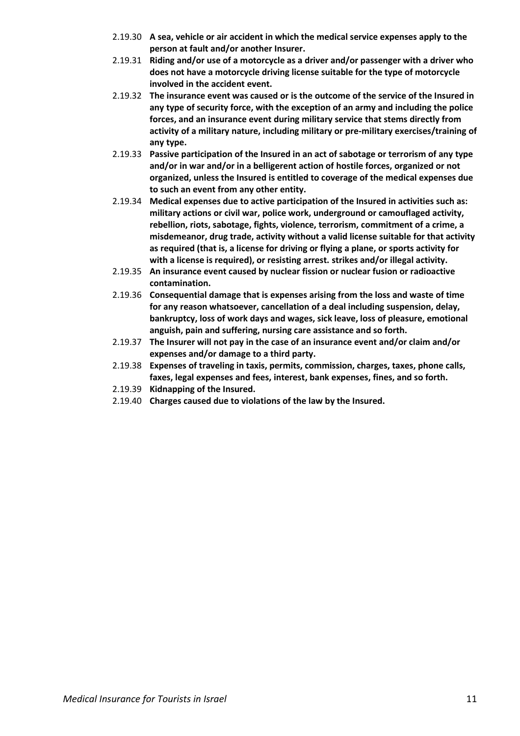2.19.30 **A sea, vehicle or air accident in which the medical service expenses apply to the person at fault and/or another Insurer.**

2.19.31 **Riding and/or use of a motorcycle as a driver and/or passenger with a driver who does not have a motorcycle driving license suitable for the type of motorcycle involved in the accident event.**

2.19.32 **The insurance event was caused or is the outcome of the service of the Insured in any type of security force, with the exception of an army and including the police forces, and an insurance event during military service that stems directly from activity of a military nature, including military or pre-military exercises/training of any type.**

2.19.33 **Passive participation of the Insured in an act of sabotage or terrorism of any type and/or in war and/or in a belligerent action of hostile forces, organized or not organized, unless the Insured is entitled to coverage of the medical expenses due to such an event from any other entity.**

2.19.34 **Medical expenses due to active participation of the Insured in activities such as: military actions or civil war, police work, underground or camouflaged activity, rebellion, riots, sabotage, fights, violence, terrorism, commitment of a crime, a misdemeanor, drug trade, activity without a valid license suitable for that activity as required (that is, a license for driving or flying a plane, or sports activity for with a license is required), or resisting arrest. strikes and/or illegal activity.**

2.19.35 **An insurance event caused by nuclear fission or nuclear fusion or radioactive contamination.**

2.19.36 **Consequential damage that is expenses arising from the loss and waste of time for any reason whatsoever, cancellation of a deal including suspension, delay, bankruptcy, loss of work days and wages, sick leave, loss of pleasure, emotional anguish, pain and suffering, nursing care assistance and so forth.**

2.19.37 **The Insurer will not pay in the case of an insurance event and/or claim and/or expenses and/or damage to a third party.**

2.19.38 **Expenses of traveling in taxis, permits, commission, charges, taxes, phone calls, faxes, legal expenses and fees, interest, bank expenses, fines, and so forth.**

2.19.39 **Kidnapping of the Insured.**

2.19.40 **Charges caused due to violations of the law by the Insured.**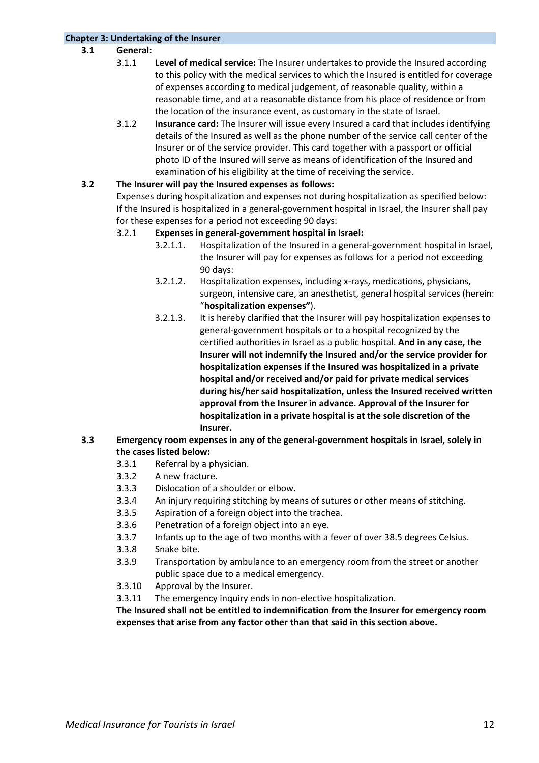## Chapter 3: Undertaking of the Insurer

**3.1 General:**

3.1.1 **Level of medical service:** The Insurer undertakes to provide the Insured according to this policy with the medical services to which the Insured is entitled for coverage of expenses according to medical judgement, of reasonable quality, within a reasonable time, and at a reasonable distance from his place of residence or from the location of the insurance event, as customary in the state of Israel.

3.1.2 **Insurance card:** The Insurer will issue every Insured a card that includes identifying details of the Insured as well as the phone number of the service call center of the Insurer or of the service provider. This card together with a passport or official photo ID of the Insured will serve as means of identification of the Insured and examination of his eligibility at the time of receiving the service.

**3.2 The Insurer will pay the Insured expenses as follows:**

Expenses during hospitalization and expenses not during hospitalization as specified below: If the Insured is hospitalized in a general-government hospital in Israel, the Insurer shall pay for these expenses for a period not exceeding 90 days:

3.2.1 **Expenses in general-government hospital in Israel:**

3.2.1.1. Hospitalization of the Insured in a general-government hospital in Israel, the Insurer will pay for expenses as follows for a period not exceeding 90 days:

3.2.1.2. Hospitalization expenses, including x-rays, medications, physicians, surgeon, intensive care, an anesthetist, general hospital services (herein: "**hospitalization expenses"**).

3.2.1.3. It is hereby clarified that the Insurer will pay hospitalization expenses to general-government hospitals or to a hospital recognized by the certified authorities in Israel as a public hospital. **And in any case, the Insurer will not indemnify the Insured and/or the service provider for hospitalization expenses if the Insured was hospitalized in a private hospital and/or received and/or paid for private medical services during his/her said hospitalization, unless the Insured received written approval from the Insurer in advance. Approval of the Insurer for hospitalization in a private hospital is at the sole discretion of the Insurer.**

**3.3 Emergency room expenses in any of the general-government hospitals in Israel, solely in the cases listed below:**

3.3.1 Referral by a physician.

3.3.2 A new fracture.

3.3.3 Dislocation of a shoulder or elbow.

3.3.4 An injury requiring stitching by means of sutures or other means of stitching.

3.3.5 Aspiration of a foreign object into the trachea.

3.3.6 Penetration of a foreign object into an eye.

3.3.7 Infants up to the age of two months with a fever of over 38.5 degrees Celsius.

3.3.8 Snake bite.

3.3.9 Transportation by ambulance to an emergency room from the street or another public space due to a medical emergency.

3.3.10 Approval by the Insurer.

3.3.11 The emergency inquiry ends in non-elective hospitalization.

**The Insured shall not be entitled to indemnification from the Insurer for emergency room expenses that arise from any factor other than that said in this section above.**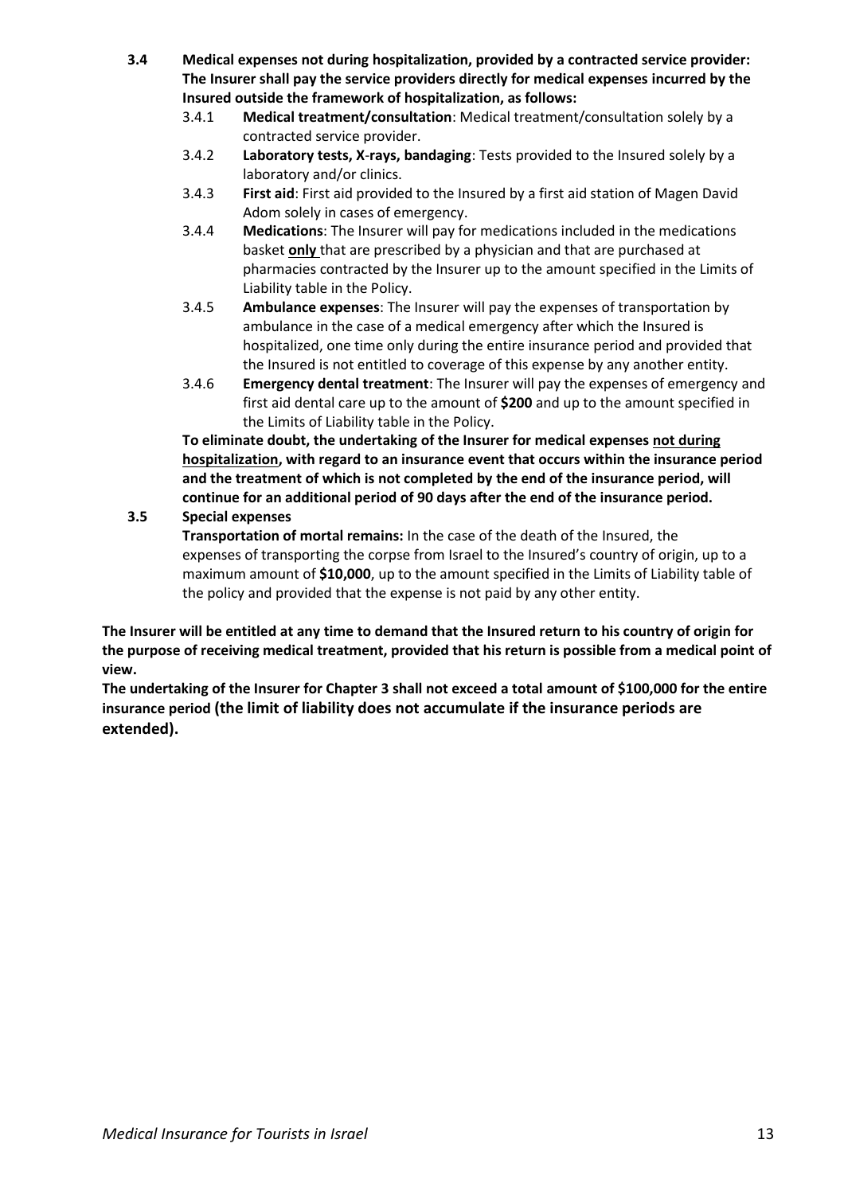**3.4 Medical expenses not during hospitalization, provided by a contracted service provider: The Insurer shall pay the service providers directly for medical expenses incurred by the Insured outside the framework of hospitalization, as follows:**

3.4.1 **Medical treatment/consultation**: Medical treatment/consultation solely by a contracted service provider.

3.4.2 **Laboratory tests, X-rays, bandaging**: Tests provided to the Insured solely by a laboratory and/or clinics.

3.4.3 **First aid**: First aid provided to the Insured by a first aid station of Magen David Adom solely in cases of emergency.

3.4.4 **Medications**: The Insurer will pay for medications included in the medications basket <u>**only**</u> that are prescribed by a physician and that are purchased at pharmacies contracted by the Insurer up to the amount specified in the Limits of Liability table in the Policy.

3.4.5 **Ambulance expenses**: The Insurer will pay the expenses of transportation by ambulance in the case of a medical emergency after which the Insured is hospitalized, one time only during the entire insurance period and provided that the Insured is not entitled to coverage of this expense by any another entity.

3.4.6 **Emergency dental treatment**: The Insurer will pay the expenses of emergency and first aid dental care up to the amount of **$200** and up to the amount specified in the Limits of Liability table in the Policy.

**To eliminate doubt, the undertaking of the Insurer for medical expenses <u>not during hospitalization</u>, with regard to an insurance event that occurs within the insurance period and the treatment of which is not completed by the end of the insurance period, will continue for an additional period of 90 days after the end of the insurance period.**

**3.5 Special expenses**

**Transportation of mortal remains:** In the case of the death of the Insured, the expenses of transporting the corpse from Israel to the Insured's country of origin, up to a maximum amount of **$10,000**, up to the amount specified in the Limits of Liability table of the policy and provided that the expense is not paid by any other entity.

**The Insurer will be entitled at any time to demand that the Insured return to his country of origin for the purpose of receiving medical treatment, provided that his return is possible from a medical point of view.**

**The undertaking of the Insurer for Chapter 3 shall not exceed a total amount of $100,000 for the entire insurance period (the limit of liability does not accumulate if the insurance periods are extended).**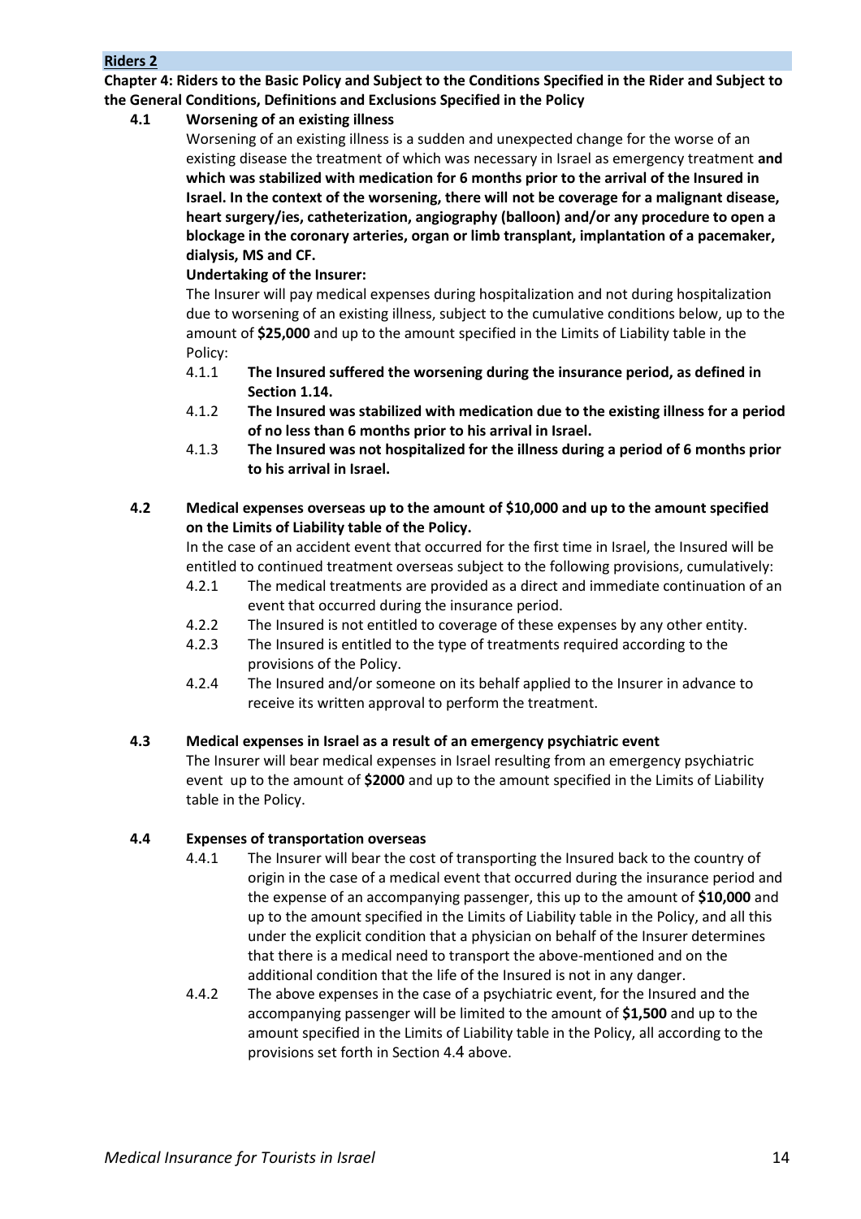**Riders 2**

**Chapter 4: Riders to the Basic Policy and Subject to the Conditions Specified in the Rider and Subject to the General Conditions, Definitions and Exclusions Specified in the Policy**

**4.1 Worsening of an existing illness**

Worsening of an existing illness is a sudden and unexpected change for the worse of an existing disease the treatment of which was necessary in Israel as emergency treatment **and which was stabilized with medication for 6 months prior to the arrival of the Insured in Israel. In the context of the worsening, there will not be coverage for a malignant disease, heart surgery/ies, catheterization, angiography (balloon) and/or any procedure to open a blockage in the coronary arteries, organ or limb transplant, implantation of a pacemaker, dialysis, MS and CF.**

**Undertaking of the Insurer:**

The Insurer will pay medical expenses during hospitalization and not during hospitalization due to worsening of an existing illness, subject to the cumulative conditions below, up to the amount of **$25,000** and up to the amount specified in the Limits of Liability table in the Policy:

4.1.1 **The Insured suffered the worsening during the insurance period, as defined in Section 1.14.**

4.1.2 **The Insured was stabilized with medication due to the existing illness for a period of no less than 6 months prior to his arrival in Israel.**

4.1.3 **The Insured was not hospitalized for the illness during a period of 6 months prior to his arrival in Israel.**

**4.2 Medical expenses overseas up to the amount of $10,000 and up to the amount specified on the Limits of Liability table of the Policy.**

In the case of an accident event that occurred for the first time in Israel, the Insured will be entitled to continued treatment overseas subject to the following provisions, cumulatively:

4.2.1 The medical treatments are provided as a direct and immediate continuation of an event that occurred during the insurance period.

4.2.2 The Insured is not entitled to coverage of these expenses by any other entity.

4.2.3 The Insured is entitled to the type of treatments required according to the provisions of the Policy.

4.2.4 The Insured and/or someone on its behalf applied to the Insurer in advance to receive its written approval to perform the treatment.

**4.3 Medical expenses in Israel as a result of an emergency psychiatric event**

The Insurer will bear medical expenses in Israel resulting from an emergency psychiatric event up to the amount of **$2000** and up to the amount specified in the Limits of Liability table in the Policy.

**4.4 Expenses of transportation overseas**

4.4.1 The Insurer will bear the cost of transporting the Insured back to the country of origin in the case of a medical event that occurred during the insurance period and the expense of an accompanying passenger, this up to the amount of **$10,000** and up to the amount specified in the Limits of Liability table in the Policy, and all this under the explicit condition that a physician on behalf of the Insurer determines that there is a medical need to transport the above-mentioned and on the additional condition that the life of the Insured is not in any danger.

4.4.2 The above expenses in the case of a psychiatric event, for the Insured and the accompanying passenger will be limited to the amount of **$1,500** and up to the amount specified in the Limits of Liability table in the Policy, all according to the provisions set forth in Section 4.4 above.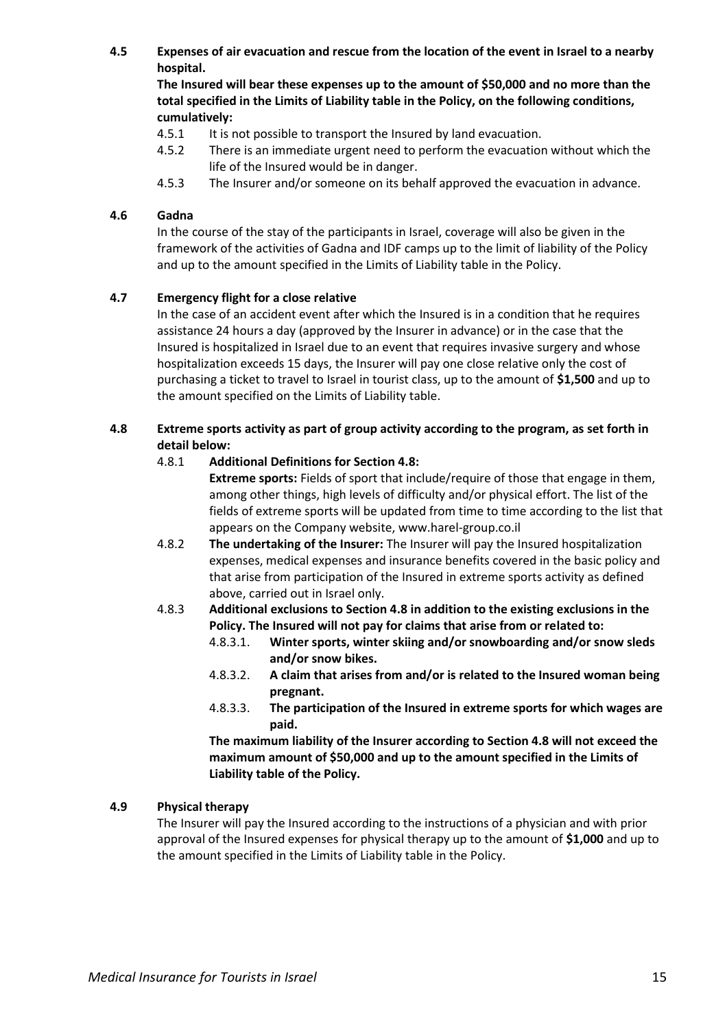**4.5 Expenses of air evacuation and rescue from the location of the event in Israel to a nearby hospital.**

**The Insured will bear these expenses up to the amount of $50,000 and no more than the total specified in the Limits of Liability table in the Policy, on the following conditions, cumulatively:**

4.5.1 It is not possible to transport the Insured by land evacuation.

4.5.2 There is an immediate urgent need to perform the evacuation without which the life of the Insured would be in danger.

4.5.3 The Insurer and/or someone on its behalf approved the evacuation in advance.

**4.6 Gadna**

In the course of the stay of the participants in Israel, coverage will also be given in the framework of the activities of Gadna and IDF camps up to the limit of liability of the Policy and up to the amount specified in the Limits of Liability table in the Policy.

**4.7 Emergency flight for a close relative**

In the case of an accident event after which the Insured is in a condition that he requires assistance 24 hours a day (approved by the Insurer in advance) or in the case that the Insured is hospitalized in Israel due to an event that requires invasive surgery and whose hospitalization exceeds 15 days, the Insurer will pay one close relative only the cost of purchasing a ticket to travel to Israel in tourist class, up to the amount of **$1,500** and up to the amount specified on the Limits of Liability table.

**4.8 Extreme sports activity as part of group activity according to the program, as set forth in detail below:**

4.8.1 **Additional Definitions for Section 4.8:**

**Extreme sports:** Fields of sport that include/require of those that engage in them, among other things, high levels of difficulty and/or physical effort. The list of the fields of extreme sports will be updated from time to time according to the list that appears on the Company website, www.harel-group.co.il

4.8.2 **The undertaking of the Insurer:** The Insurer will pay the Insured hospitalization expenses, medical expenses and insurance benefits covered in the basic policy and that arise from participation of the Insured in extreme sports activity as defined above, carried out in Israel only.

4.8.3 **Additional exclusions to Section 4.8 in addition to the existing exclusions in the Policy. The Insured will not pay for claims that arise from or related to:**

4.8.3.1. **Winter sports, winter skiing and/or snowboarding and/or snow sleds and/or snow bikes.**

4.8.3.2. **A claim that arises from and/or is related to the Insured woman being pregnant.**

4.8.3.3. **The participation of the Insured in extreme sports for which wages are paid.**

**The maximum liability of the Insurer according to Section 4.8 will not exceed the maximum amount of $50,000 and up to the amount specified in the Limits of Liability table of the Policy.**

**4.9 Physical therapy**

The Insurer will pay the Insured according to the instructions of a physician and with prior approval of the Insured expenses for physical therapy up to the amount of **$1,000** and up to the amount specified in the Limits of Liability table in the Policy.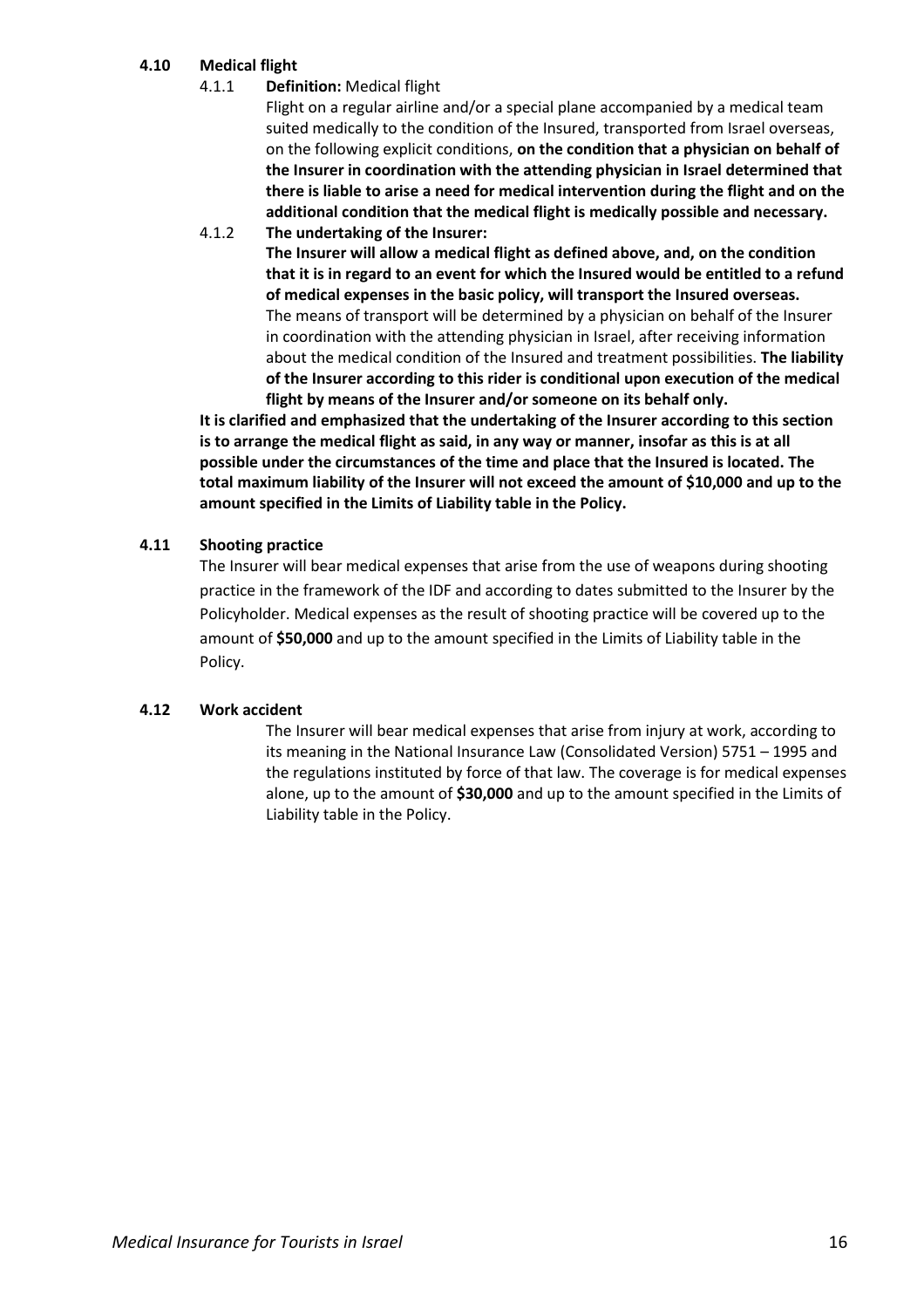### 4.10 Medical flight

4.1.1 **Definition:** Medical flight

Flight on a regular airline and/or a special plane accompanied by a medical team suited medically to the condition of the Insured, transported from Israel overseas, on the following explicit conditions, **on the condition that a physician on behalf of the Insurer in coordination with the attending physician in Israel determined that there is liable to arise a need for medical intervention during the flight and on the additional condition that the medical flight is medically possible and necessary.**

4.1.2 **The undertaking of the Insurer:**

**The Insurer will allow a medical flight as defined above, and, on the condition that it is in regard to an event for which the Insured would be entitled to a refund of medical expenses in the basic policy, will transport the Insured overseas.** The means of transport will be determined by a physician on behalf of the Insurer in coordination with the attending physician in Israel, after receiving information about the medical condition of the Insured and treatment possibilities. **The liability of the Insurer according to this rider is conditional upon execution of the medical flight by means of the Insurer and/or someone on its behalf only.**

**It is clarified and emphasized that the undertaking of the Insurer according to this section is to arrange the medical flight as said, in any way or manner, insofar as this is at all possible under the circumstances of the time and place that the Insured is located. The total maximum liability of the Insurer will not exceed the amount of $10,000 and up to the amount specified in the Limits of Liability table in the Policy.**

### 4.11 Shooting practice

The Insurer will bear medical expenses that arise from the use of weapons during shooting practice in the framework of the IDF and according to dates submitted to the Insurer by the Policyholder. Medical expenses as the result of shooting practice will be covered up to the amount of **$50,000** and up to the amount specified in the Limits of Liability table in the Policy.

### 4.12 Work accident

The Insurer will bear medical expenses that arise from injury at work, according to its meaning in the National Insurance Law (Consolidated Version) 5751 – 1995 and the regulations instituted by force of that law. The coverage is for medical expenses alone, up to the amount of **$30,000** and up to the amount specified in the Limits of Liability table in the Policy.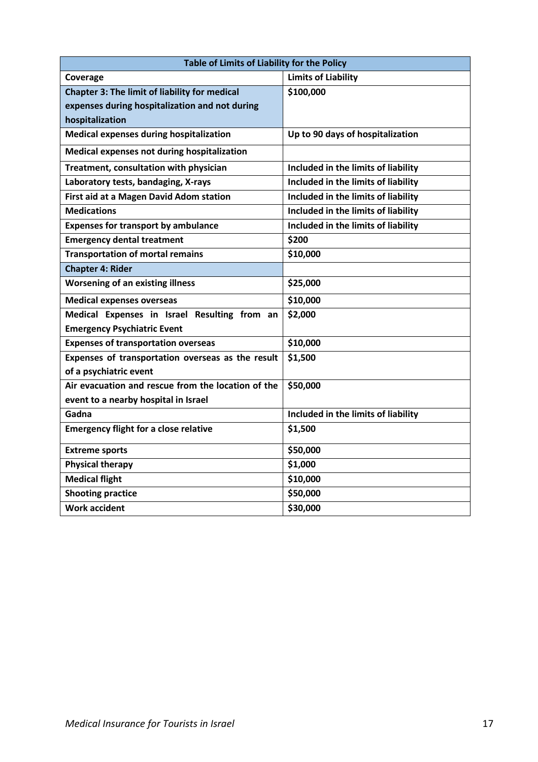| Table of Limits of Liability for the Policy | |
|---|---|
| **Coverage** | **Limits of Liability** |
| **Chapter 3: The limit of liability for medical expenses during hospitalization and not during hospitalization** | **$100,000** |
| **Medical expenses during hospitalization** | **Up to 90 days of hospitalization** |
| **Medical expenses not during hospitalization** | |
| **Treatment, consultation with physician** | **Included in the limits of liability** |
| **Laboratory tests, bandaging, X-rays** | **Included in the limits of liability** |
| **First aid at a Magen David Adom station** | **Included in the limits of liability** |
| **Medications** | **Included in the limits of liability** |
| **Expenses for transport by ambulance** | **Included in the limits of liability** |
| **Emergency dental treatment** | **$200** |
| **Transportation of mortal remains** | **$10,000** |
| **Chapter 4: Rider** | |
| **Worsening of an existing illness** | **$25,000** |
| **Medical expenses overseas** | **$10,000** |
| **Medical Expenses in Israel Resulting from an Emergency Psychiatric Event** | **$2,000** |
| **Expenses of transportation overseas** | **$10,000** |
| **Expenses of transportation overseas as the result of a psychiatric event** | **$1,500** |
| **Air evacuation and rescue from the location of the event to a nearby hospital in Israel** | **$50,000** |
| **Gadna** | **Included in the limits of liability** |
| **Emergency flight for a close relative** | **$1,500** |
| **Extreme sports** | **$50,000** |
| **Physical therapy** | **$1,000** |
| **Medical flight** | **$10,000** |
| **Shooting practice** | **$50,000** |
| **Work accident** | **$30,000** |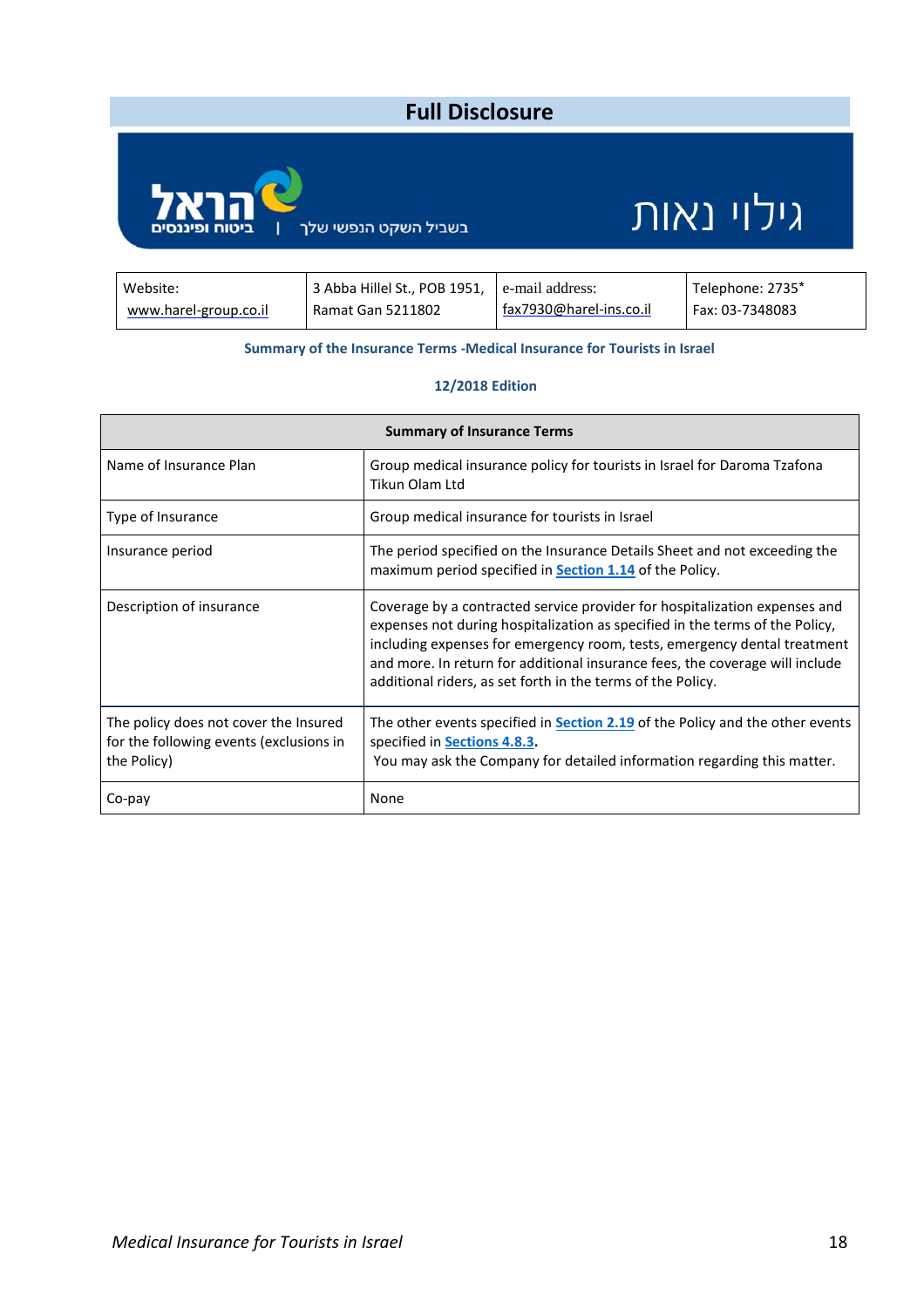## Full Disclosure

גילוי נאות

הראל ביטוח ופיננסים | בשביל השקט הנפשי שלך

| Website: www.harel-group.co.il | 3 Abba Hillel St., POB 1951, Ramat Gan 5211802 | e-mail address: fax7930@harel-ins.co.il | Telephone: 2735* Fax: 03-7348083 |
|---|---|---|---|

**Summary of the Insurance Terms -Medical Insurance for Tourists in Israel**

**12/2018 Edition**

| **Summary of Insurance Terms** | |
|---|---|
| Name of Insurance Plan | Group medical insurance policy for tourists in Israel for Daroma Tzafona Tikun Olam Ltd |
| Type of Insurance | Group medical insurance for tourists in Israel |
| Insurance period | The period specified on the Insurance Details Sheet and not exceeding the maximum period specified in **Section 1.14** of the Policy. |
| Description of insurance | Coverage by a contracted service provider for hospitalization expenses and expenses not during hospitalization as specified in the terms of the Policy, including expenses for emergency room, tests, emergency dental treatment and more. In return for additional insurance fees, the coverage will include additional riders, as set forth in the terms of the Policy. |
| The policy does not cover the Insured for the following events (exclusions in the Policy) | The other events specified in **Section 2.19** of the Policy and the other events specified in **Sections 4.8.3**. You may ask the Company for detailed information regarding this matter. |
| Co-pay | None |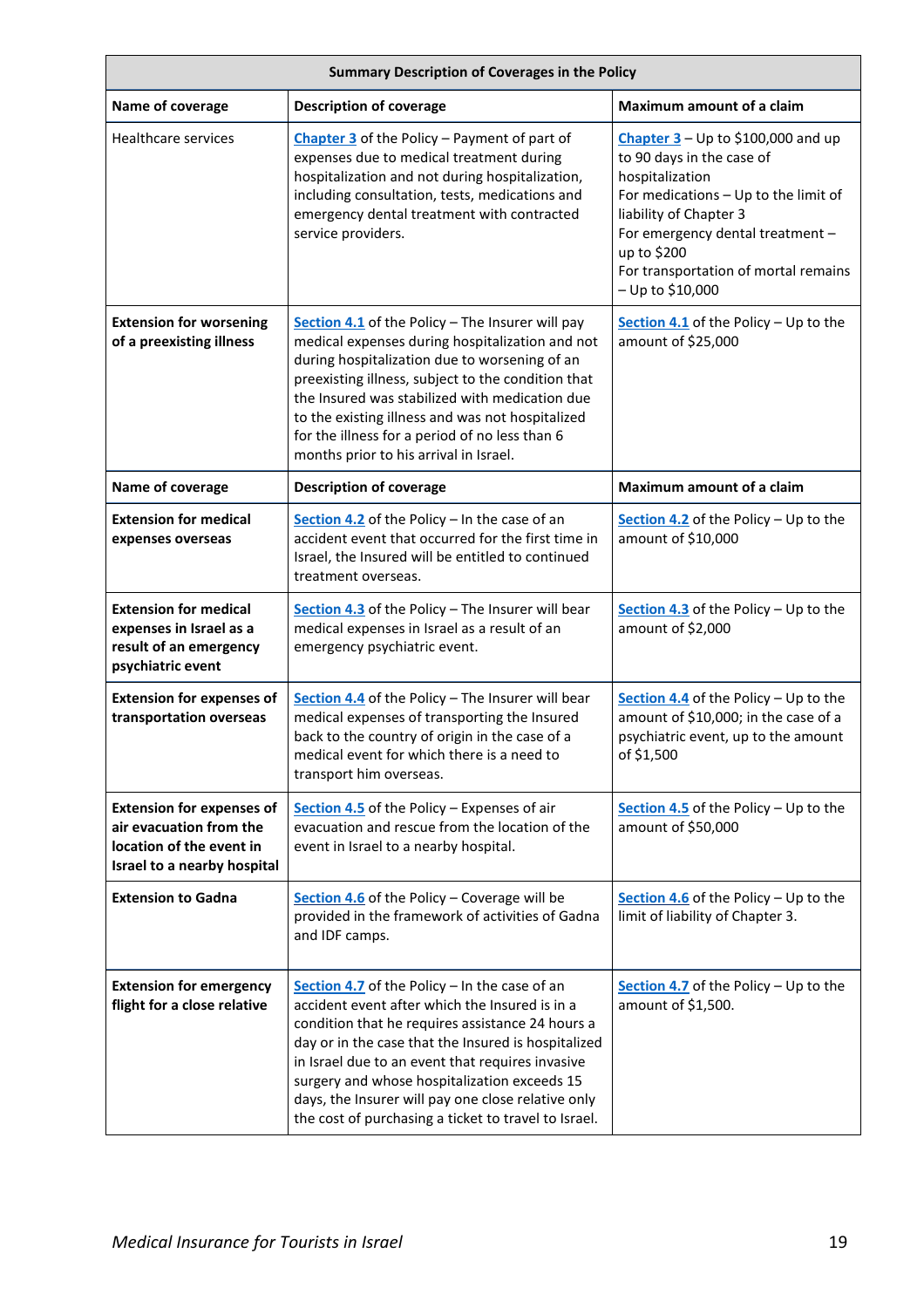| Summary Description of Coverages in the Policy | | |
|---|---|---|
| **Name of coverage** | **Description of coverage** | **Maximum amount of a claim** |
| Healthcare services | Chapter 3 of the Policy – Payment of part of expenses due to medical treatment during hospitalization and not during hospitalization, including consultation, tests, medications and emergency dental treatment with contracted service providers. | Chapter 3 – Up to $100,000 and up to 90 days in the case of hospitalization<br>For medications – Up to the limit of liability of Chapter 3<br>For emergency dental treatment – up to $200<br>For transportation of mortal remains – Up to $10,000 |
| **Extension for worsening of a preexisting illness** | Section 4.1 of the Policy – The Insurer will pay medical expenses during hospitalization and not during hospitalization due to worsening of an preexisting illness, subject to the condition that the Insured was stabilized with medication due to the existing illness and was not hospitalized for the illness for a period of no less than 6 months prior to his arrival in Israel. | Section 4.1 of the Policy – Up to the amount of $25,000 |
| **Extension for medical expenses overseas** | Section 4.2 of the Policy – In the case of an accident event that occurred for the first time in Israel, the Insured will be entitled to continued treatment overseas. | Section 4.2 of the Policy – Up to the amount of $10,000 |
| **Extension for medical expenses in Israel as a result of an emergency psychiatric event** | Section 4.3 of the Policy – The Insurer will bear medical expenses in Israel as a result of an emergency psychiatric event. | Section 4.3 of the Policy – Up to the amount of $2,000 |
| **Extension for expenses of transportation overseas** | Section 4.4 of the Policy – The Insurer will bear medical expenses of transporting the Insured back to the country of origin in the case of a medical event for which there is a need to transport him overseas. | Section 4.4 of the Policy – Up to the amount of $10,000; in the case of a psychiatric event, up to the amount of $1,500 |
| **Extension for expenses of air evacuation from the location of the event in Israel to a nearby hospital** | Section 4.5 of the Policy – Expenses of air evacuation and rescue from the location of the event in Israel to a nearby hospital. | Section 4.5 of the Policy – Up to the amount of $50,000 |
| **Extension to Gadna** | Section 4.6 of the Policy – Coverage will be provided in the framework of activities of Gadna and IDF camps. | Section 4.6 of the Policy – Up to the limit of liability of Chapter 3. |
| **Extension for emergency flight for a close relative** | Section 4.7 of the Policy – In the case of an accident event after which the Insured is in a condition that he requires assistance 24 hours a day or in the case that the Insured is hospitalized in Israel due to an event that requires invasive surgery and whose hospitalization exceeds 15 days, the Insurer will pay one close relative only the cost of purchasing a ticket to travel to Israel. | Section 4.7 of the Policy – Up to the amount of $1,500. |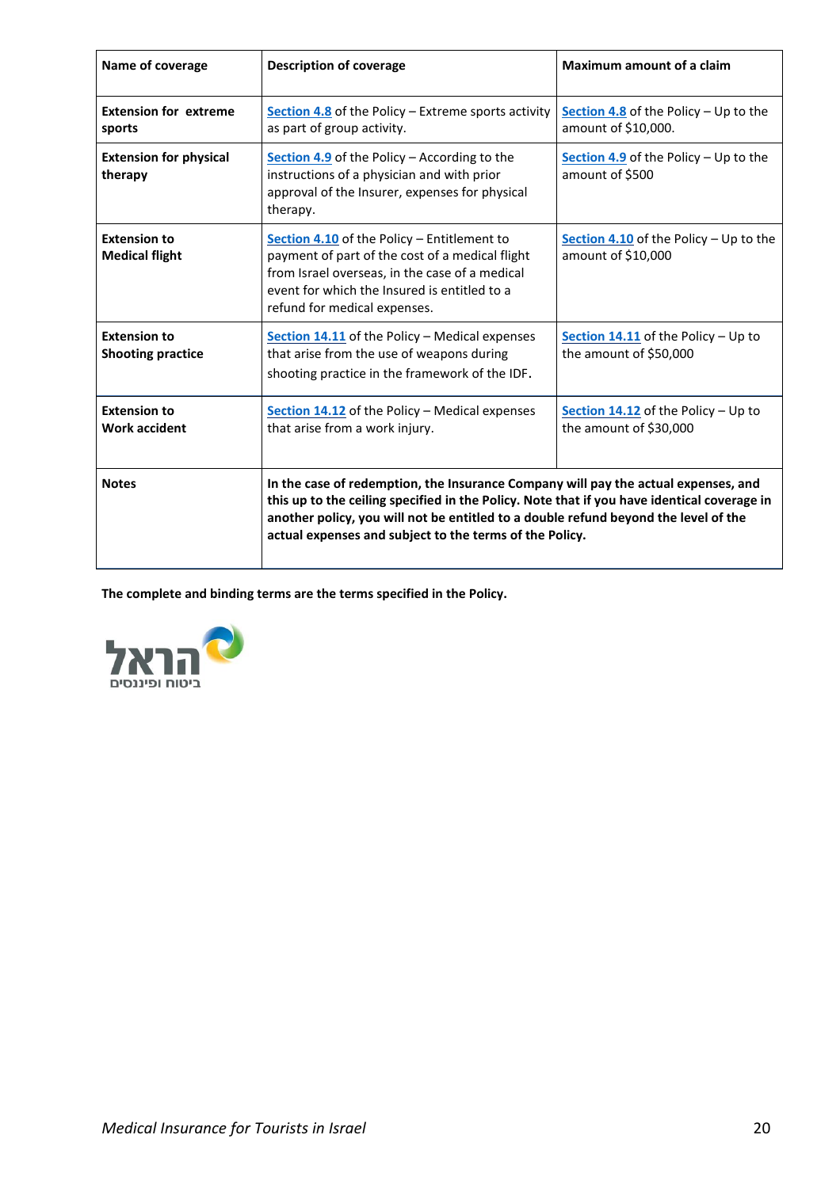| Name of coverage | Description of coverage | Maximum amount of a claim |
|---|---|---|
| **Extension for extreme sports** | Section 4.8 of the Policy – Extreme sports activity as part of group activity. | Section 4.8 of the Policy – Up to the amount of $10,000. |
| **Extension for physical therapy** | Section 4.9 of the Policy – According to the instructions of a physician and with prior approval of the Insurer, expenses for physical therapy. | Section 4.9 of the Policy – Up to the amount of $500 |
| **Extension to Medical flight** | Section 4.10 of the Policy – Entitlement to payment of part of the cost of a medical flight from Israel overseas, in the case of a medical event for which the Insured is entitled to a refund for medical expenses. | Section 4.10 of the Policy – Up to the amount of $10,000 |
| **Extension to Shooting practice** | Section 14.11 of the Policy – Medical expenses that arise from the use of weapons during shooting practice in the framework of the IDF. | Section 14.11 of the Policy – Up to the amount of $50,000 |
| **Extension to Work accident** | Section 14.12 of the Policy – Medical expenses that arise from a work injury. | Section 14.12 of the Policy – Up to the amount of $30,000 |
| **Notes** | **In the case of redemption, the Insurance Company will pay the actual expenses, and this up to the ceiling specified in the Policy. Note that if you have identical coverage in another policy, you will not be entitled to a double refund beyond the level of the actual expenses and subject to the terms of the Policy.** | |

**The complete and binding terms are the terms specified in the Policy.**

הראל
ביטוח ופיננסים